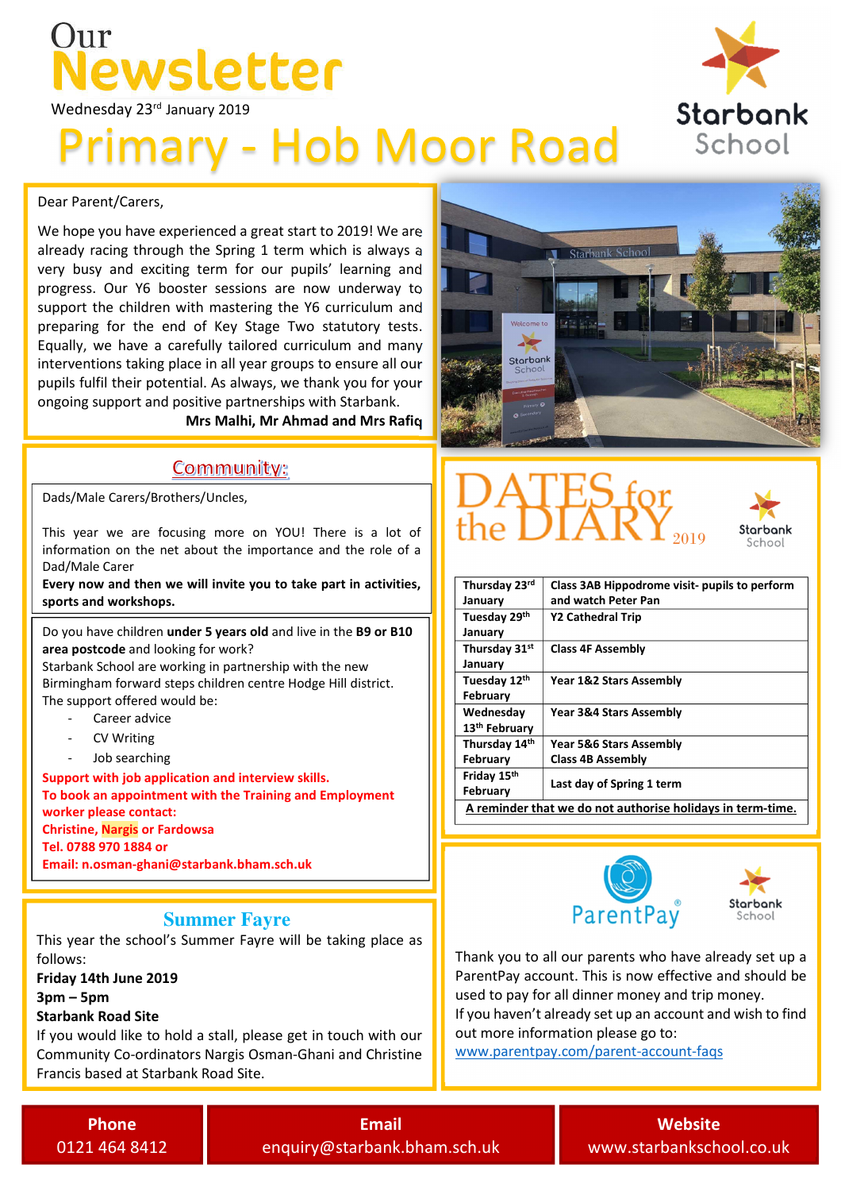# Our Newsletter

Wednesday 23rd January 2019

# Primary - Hob Moor Road

Starbank School

Dear Parent/Carers,

We hope you have experienced a great start to 2019! We are already racing through the Spring 1 term which is always a very busy and exciting term for our pupils' learning and progress. Our Y6 booster sessions are now underway to support the children with mastering the Y6 curriculum and preparing for the end of Key Stage Two statutory tests. Equally, we have a carefully tailored curriculum and many interventions taking place in all year groups to ensure all our pupils fulfil their potential. As always, we thank you for your ongoing support and positive partnerships with Starbank.

**Mrs Malhi, Mr Ahmad and Mrs Rafiq**

## Community:

Dads/Male Carers/Brothers/Uncles,

This year we are focusing more on YOU! There is a lot of information on the net about the importance and the role of a Dad/Male Carer

**Every now and then we will invite you to take part in activities, sports and workshops.**

Do you have children **under 5 years old** and live in the **B9 or B10 area postcode** and looking for work?

Starbank School are working in partnership with the new Birmingham forward steps children centre Hodge Hill district.

The support offered would be:

- Career advice
- CV Writing
- Job searching

**Support with job application and interview skills.**

**To book an appointment with the Training and Employment worker please contact:**

**Christine, Nargis or Fardowsa**

**Tel. 0788 970 1884 or**

**Email: n.osman-ghani@starbank.bham.sch.uk**

## Summer Fayre

This year the school's Summer Fayre will be taking place as follows:

**Friday 14th June 2019**

**3pm – 5pm**

**Starbank Road Site**

If you would like to hold a stall, please get in touch with our Community Co-ordinators Nargis Osman-Ghani and Christine Francis based at Starbank Road Site.

## DATES for the DIARY 2019

| Date | Event |
|---|---|
| Thursday 23rd January | Class 3AB Hippodrome visit- pupils to perform and watch Peter Pan |
| Tuesday 29th January | Y2 Cathedral Trip |
| Thursday 31st January | Class 4F Assembly |
| Tuesday 12th February | Year 1&2 Stars Assembly |
| Wednesday 13th February | Year 3&4 Stars Assembly |
| Thursday 14th February | Year 5&6 Stars Assembly<br>Class 4B Assembly |
| Friday 15th February | Last day of Spring 1 term |

**A reminder that we do not authorise holidays in term-time.**

## ParentPay

Thank you to all our parents who have already set up a ParentPay account. This is now effective and should be used to pay for all dinner money and trip money.

If you haven't already set up an account and wish to find out more information please go to:

www.parentpay.com/parent-account-faqs

| Phone | Email | Website |
|---|---|---|
| 0121 464 8412 | enquiry@starbank.bham.sch.uk | www.starbankschool.co.uk |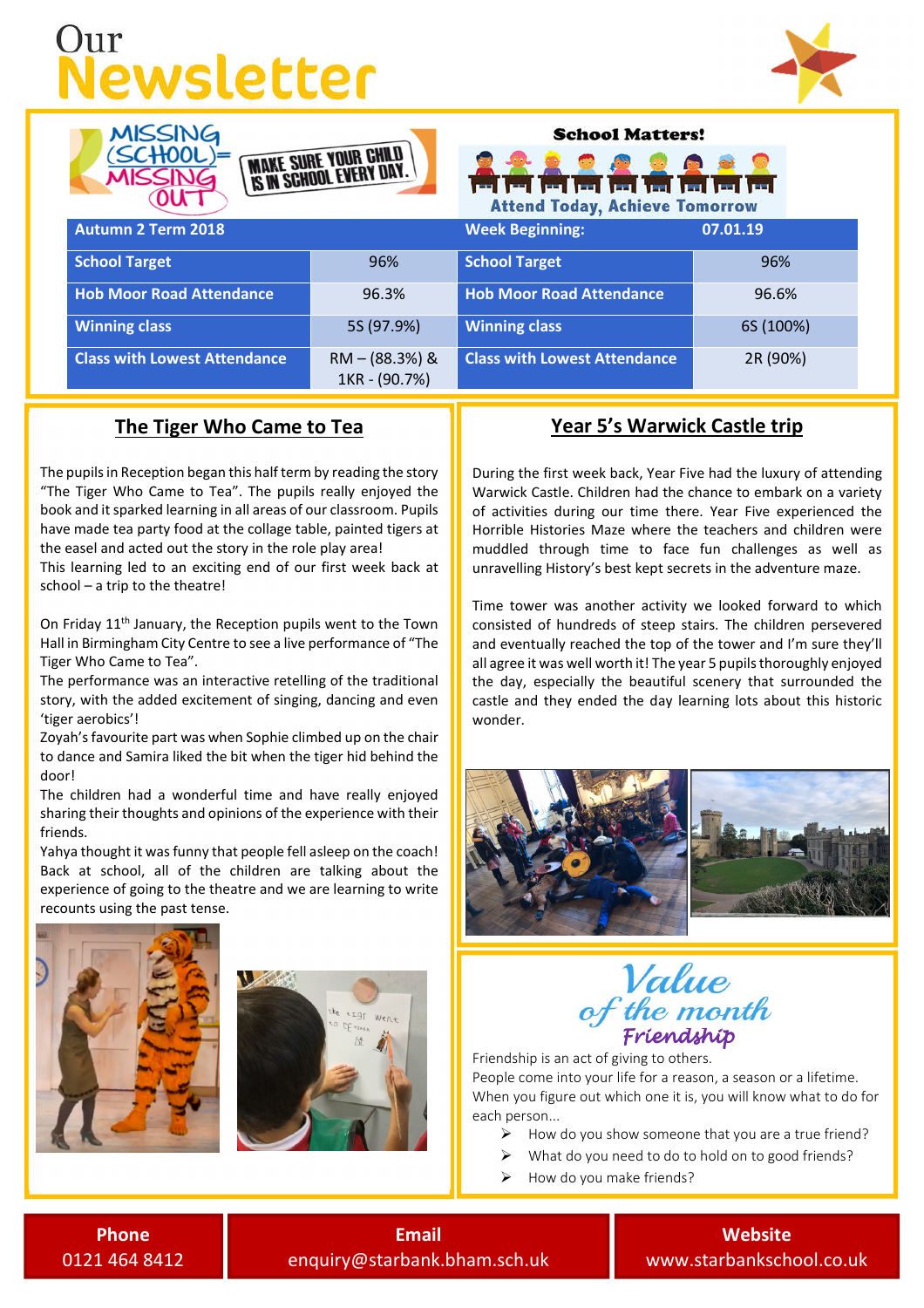# Our Newsletter

MISSING (SCHOOL) = MISSING OUT

MAKE SURE YOUR CHILD IS IN SCHOOL EVERY DAY.

**School Matters!**

Attend Today, Achieve Tomorrow

| Autumn 2 Term 2018 | | Week Beginning: | 07.01.19 |
|---|---|---|---|
| School Target | 96% | School Target | 96% |
| Hob Moor Road Attendance | 96.3% | Hob Moor Road Attendance | 96.6% |
| Winning class | 5S (97.9%) | Winning class | 6S (100%) |
| Class with Lowest Attendance | RM – (88.3%) & 1KR - (90.7%) | Class with Lowest Attendance | 2R (90%) |

## The Tiger Who Came to Tea

The pupils in Reception began this half term by reading the story "The Tiger Who Came to Tea". The pupils really enjoyed the book and it sparked learning in all areas of our classroom. Pupils have made tea party food at the collage table, painted tigers at the easel and acted out the story in the role play area!
This learning led to an exciting end of our first week back at school – a trip to the theatre!

On Friday 11th January, the Reception pupils went to the Town Hall in Birmingham City Centre to see a live performance of "The Tiger Who Came to Tea".
The performance was an interactive retelling of the traditional story, with the added excitement of singing, dancing and even 'tiger aerobics'!
Zoyah's favourite part was when Sophie climbed up on the chair to dance and Samira liked the bit when the tiger hid behind the door!
The children had a wonderful time and have really enjoyed sharing their thoughts and opinions of the experience with their friends.
Yahya thought it was funny that people fell asleep on the coach! Back at school, all of the children are talking about the experience of going to the theatre and we are learning to write recounts using the past tense.

## Year 5's Warwick Castle trip

During the first week back, Year Five had the luxury of attending Warwick Castle. Children had the chance to embark on a variety of activities during our time there. Year Five experienced the Horrible Histories Maze where the teachers and children were muddled through time to face fun challenges as well as unravelling History's best kept secrets in the adventure maze.

Time tower was another activity we looked forward to which consisted of hundreds of steep stairs. The children persevered and eventually reached the top of the tower and I'm sure they'll all agree it was well worth it! The year 5 pupils thoroughly enjoyed the day, especially the beautiful scenery that surrounded the castle and they ended the day learning lots about this historic wonder.

## Value of the month
### Friendship

Friendship is an act of giving to others.
People come into your life for a reason, a season or a lifetime. When you figure out which one it is, you will know what to do for each person...

- How do you show someone that you are a true friend?
- What do you need to do to hold on to good friends?
- How do you make friends?

| Phone | Email | Website |
|---|---|---|
| 0121 464 8412 | enquiry@starbank.bham.sch.uk | www.starbankschool.co.uk |